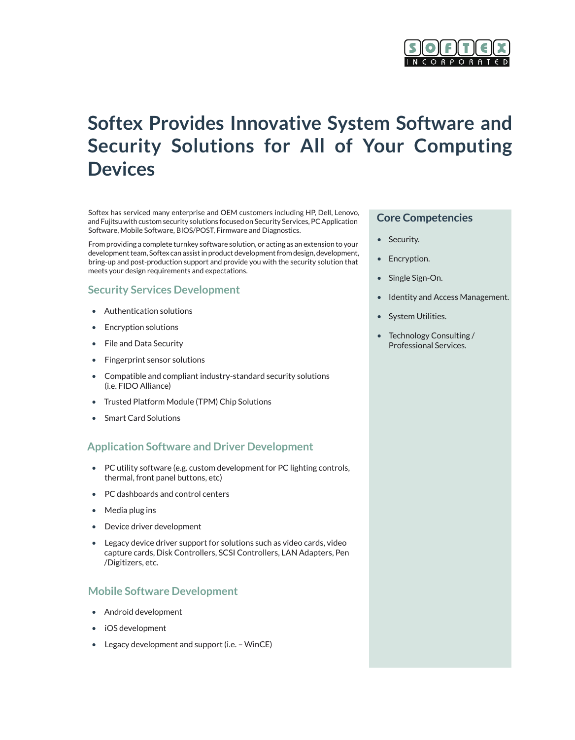# Softex Provides Innovative System Software and Security Solutions for All of Your Computing Devices

Softex has serviced many enterprise and OEM customers including HP, Dell, Lenovo, and Fujitsu with custom security solutions focused on Security Services, PC Application Software, Mobile Software, BIOS/POST, Firmware and Diagnostics.

From providing a complete turnkey software solution, or acting as an extension to your development team, Softex can assist in product development from design, development, bring-up and post-production support and provide you with the security solution that meets your design requirements and expectations.

## Security Services Development

- Authentication solutions
- Encryption solutions
- File and Data Security
- Fingerprint sensor solutions
- Compatible and compliant industry-standard security solutions (i.e. FIDO Alliance)
- Trusted Platform Module (TPM) Chip Solutions
- Smart Card Solutions

## Application Software and Driver Development

- PC utility software (e.g. custom development for PC lighting controls, thermal, front panel buttons, etc)
- PC dashboards and control centers
- Media plug ins
- Device driver development
- Legacy device driver support for solutions such as video cards, video capture cards, Disk Controllers, SCSI Controllers, LAN Adapters, Pen /Digitizers, etc.

## Mobile Software Development

- Android development
- iOS development
- Legacy development and support (i.e. – WinCE)

## Core Competencies

- Security.
- Encryption.
- Single Sign-On.
- Identity and Access Management.
- System Utilities.
- Technology Consulting / Professional Services.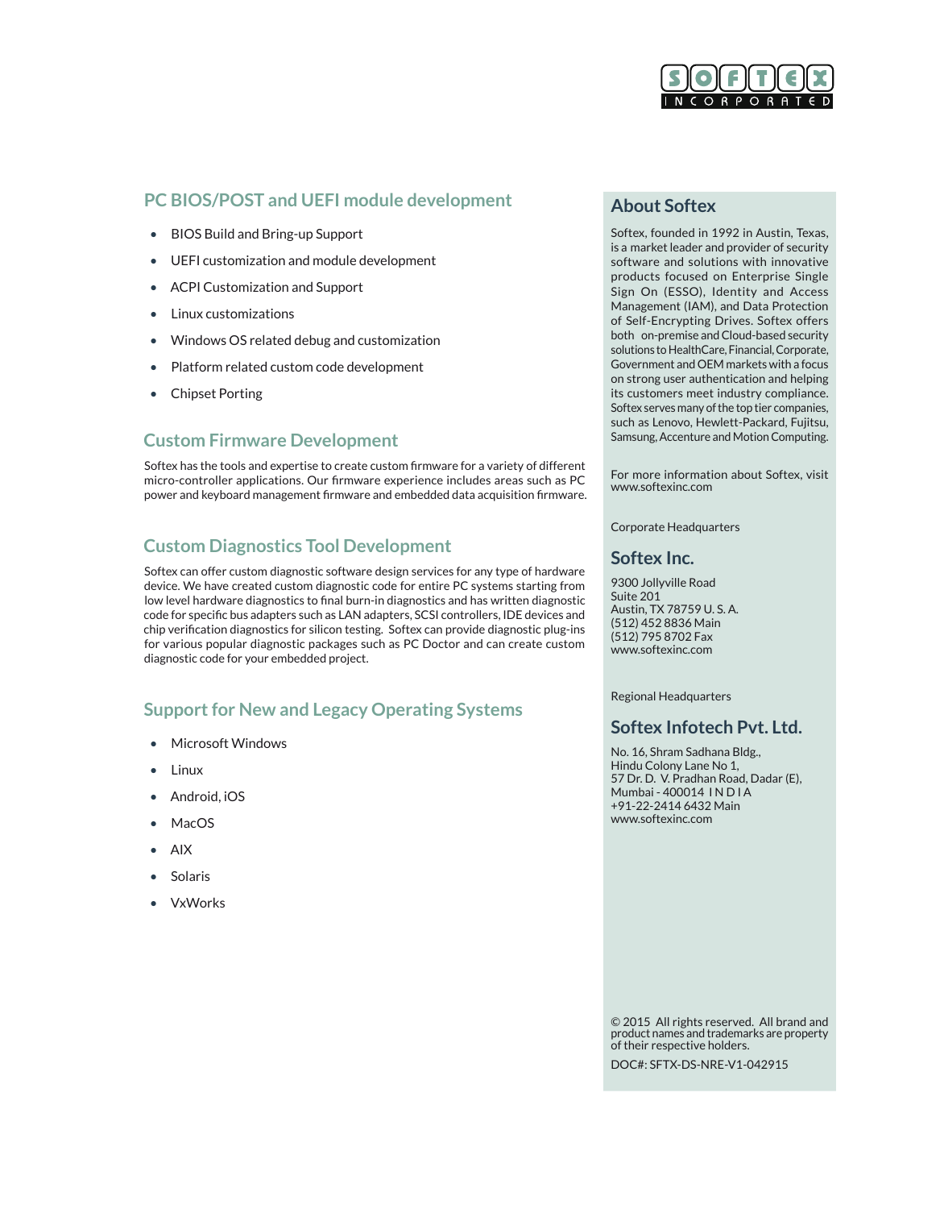## PC BIOS/POST and UEFI module development

- BIOS Build and Bring-up Support
- UEFI customization and module development
- ACPI Customization and Support
- Linux customizations
- Windows OS related debug and customization
- Platform related custom code development
- Chipset Porting

## Custom Firmware Development

Softex has the tools and expertise to create custom firmware for a variety of different micro-controller applications. Our firmware experience includes areas such as PC power and keyboard management firmware and embedded data acquisition firmware.

## Custom Diagnostics Tool Development

Softex can offer custom diagnostic software design services for any type of hardware device. We have created custom diagnostic code for entire PC systems starting from low level hardware diagnostics to final burn-in diagnostics and has written diagnostic code for specific bus adapters such as LAN adapters, SCSI controllers, IDE devices and chip verification diagnostics for silicon testing. Softex can provide diagnostic plug-ins for various popular diagnostic packages such as PC Doctor and can create custom diagnostic code for your embedded project.

## Support for New and Legacy Operating Systems

- Microsoft Windows
- Linux
- Android, iOS
- MacOS
- AIX
- Solaris
- VxWorks

## About Softex

Softex, founded in 1992 in Austin, Texas, is a market leader and provider of security software and solutions with innovative products focused on Enterprise Single Sign On (ESSO), Identity and Access Management (IAM), and Data Protection of Self-Encrypting Drives. Softex offers both on-premise and Cloud-based security solutions to HealthCare, Financial, Corporate, Government and OEM markets with a focus on strong user authentication and helping its customers meet industry compliance. Softex serves many of the top tier companies, such as Lenovo, Hewlett-Packard, Fujitsu, Samsung, Accenture and Motion Computing.

For more information about Softex, visit www.softexinc.com

Corporate Headquarters

## Softex Inc.

9300 Jollyville Road
Suite 201
Austin, TX 78759 U. S. A.
(512) 452 8836 Main
(512) 795 8702 Fax
www.softexinc.com

Regional Headquarters

## Softex Infotech Pvt. Ltd.

No. 16, Shram Sadhana Bldg.,
Hindu Colony Lane No 1,
57 Dr. D. V. Pradhan Road, Dadar (E),
Mumbai - 400014 I N D I A
+91-22-2414 6432 Main
www.softexinc.com

© 2015 All rights reserved. All brand and product names and trademarks are property of their respective holders.

DOC#: SFTX-DS-NRE-V1-042915